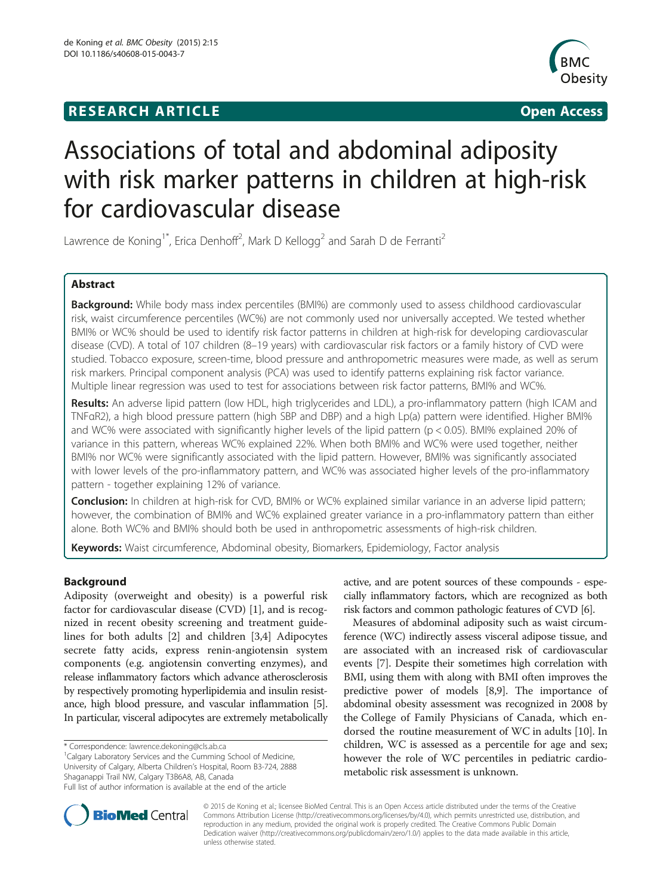RESEARCH ARTICLE

Open Access

# Associations of total and abdominal adiposity with risk marker patterns in children at high-risk for cardiovascular disease

Lawrence de Koning[1*], Erica Denhoff[2], Mark D Kellogg[2] and Sarah D de Ferranti[2]

## Abstract

**Background:** While body mass index percentiles (BMI%) are commonly used to assess childhood cardiovascular risk, waist circumference percentiles (WC%) are not commonly used nor universally accepted. We tested whether BMI% or WC% should be used to identify risk factor patterns in children at high-risk for developing cardiovascular disease (CVD). A total of 107 children (8–19 years) with cardiovascular risk factors or a family history of CVD were studied. Tobacco exposure, screen-time, blood pressure and anthropometric measures were made, as well as serum risk markers. Principal component analysis (PCA) was used to identify patterns explaining risk factor variance. Multiple linear regression was used to test for associations between risk factor patterns, BMI% and WC%.

**Results:** An adverse lipid pattern (low HDL, high triglycerides and LDL), a pro-inflammatory pattern (high ICAM and TNFαR2), a high blood pressure pattern (high SBP and DBP) and a high Lp(a) pattern were identified. Higher BMI% and WC% were associated with significantly higher levels of the lipid pattern ($p < 0.05$). BMI% explained 20% of variance in this pattern, whereas WC% explained 22%. When both BMI% and WC% were used together, neither BMI% nor WC% were significantly associated with the lipid pattern. However, BMI% was significantly associated with lower levels of the pro-inflammatory pattern, and WC% was associated higher levels of the pro-inflammatory pattern - together explaining 12% of variance.

**Conclusion:** In children at high-risk for CVD, BMI% or WC% explained similar variance in an adverse lipid pattern; however, the combination of BMI% and WC% explained greater variance in a pro-inflammatory pattern than either alone. Both WC% and BMI% should both be used in anthropometric assessments of high-risk children.

**Keywords:** Waist circumference, Abdominal obesity, Biomarkers, Epidemiology, Factor analysis

## Background

Adiposity (overweight and obesity) is a powerful risk factor for cardiovascular disease (CVD) [1], and is recognized in recent obesity screening and treatment guidelines for both adults [2] and children [3,4] Adipocytes secrete fatty acids, express renin-angiotensin system components (e.g. angiotensin converting enzymes), and release inflammatory factors which advance atherosclerosis by respectively promoting hyperlipidemia and insulin resistance, high blood pressure, and vascular inflammation [5]. In particular, visceral adipocytes are extremely metabolically active, and are potent sources of these compounds - especially inflammatory factors, which are recognized as both risk factors and common pathologic features of CVD [6].

Measures of abdominal adiposity such as waist circumference (WC) indirectly assess visceral adipose tissue, and are associated with an increased risk of cardiovascular events [7]. Despite their sometimes high correlation with BMI, using them with along with BMI often improves the predictive power of models [8,9]. The importance of abdominal obesity assessment was recognized in 2008 by the College of Family Physicians of Canada, which endorsed the routine measurement of WC in adults [10]. In children, WC is assessed as a percentile for age and sex; however the role of WC percentiles in pediatric cardiometabolic risk assessment is unknown.

\* Correspondence: lawrence.dekoning@cls.ab.ca

[1]Calgary Laboratory Services and the Cumming School of Medicine, University of Calgary, Alberta Children's Hospital, Room B3-724, 2888 Shaganappi Trail NW, Calgary T3B6A8, AB, Canada

Full list of author information is available at the end of the article

© 2015 de Koning et al.; licensee BioMed Central. This is an Open Access article distributed under the terms of the Creative Commons Attribution License (http://creativecommons.org/licenses/by/4.0), which permits unrestricted use, distribution, and reproduction in any medium, provided the original work is properly credited. The Creative Commons Public Domain Dedication waiver (http://creativecommons.org/publicdomain/zero/1.0/) applies to the data made available in this article, unless otherwise stated.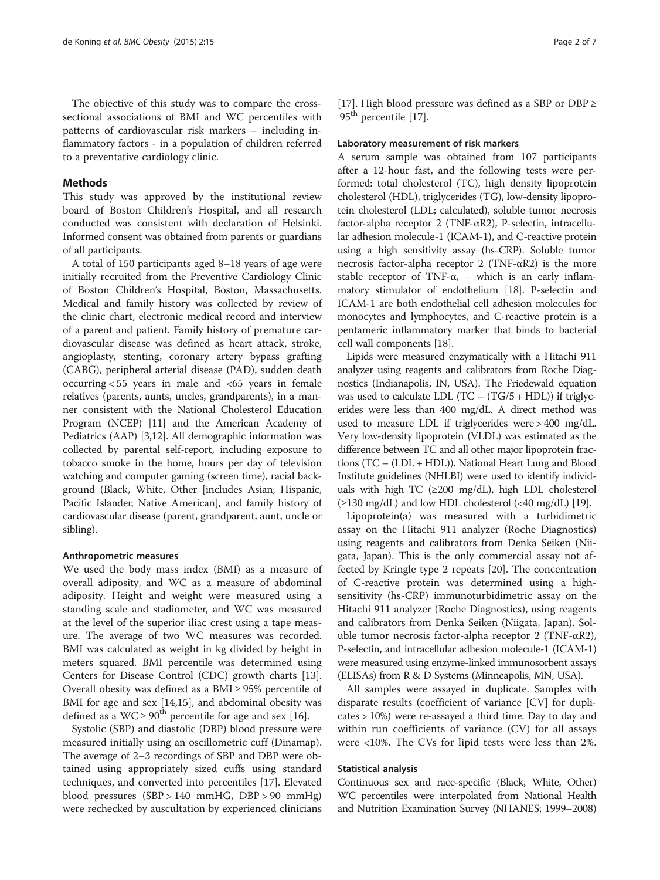The objective of this study was to compare the cross-sectional associations of BMI and WC percentiles with patterns of cardiovascular risk markers – including inflammatory factors - in a population of children referred to a preventative cardiology clinic.

## Methods

This study was approved by the institutional review board of Boston Children's Hospital, and all research conducted was consistent with declaration of Helsinki. Informed consent was obtained from parents or guardians of all participants.

A total of 150 participants aged 8–18 years of age were initially recruited from the Preventive Cardiology Clinic of Boston Children's Hospital, Boston, Massachusetts. Medical and family history was collected by review of the clinic chart, electronic medical record and interview of a parent and patient. Family history of premature cardiovascular disease was defined as heart attack, stroke, angioplasty, stenting, coronary artery bypass grafting (CABG), peripheral arterial disease (PAD), sudden death occurring < 55 years in male and <65 years in female relatives (parents, aunts, uncles, grandparents), in a manner consistent with the National Cholesterol Education Program (NCEP) [11] and the American Academy of Pediatrics (AAP) [3,12]. All demographic information was collected by parental self-report, including exposure to tobacco smoke in the home, hours per day of television watching and computer gaming (screen time), racial background (Black, White, Other [includes Asian, Hispanic, Pacific Islander, Native American], and family history of cardiovascular disease (parent, grandparent, aunt, uncle or sibling).

### Anthropometric measures

We used the body mass index (BMI) as a measure of overall adiposity, and WC as a measure of abdominal adiposity. Height and weight were measured using a standing scale and stadiometer, and WC was measured at the level of the superior iliac crest using a tape measure. The average of two WC measures was recorded. BMI was calculated as weight in kg divided by height in meters squared. BMI percentile was determined using Centers for Disease Control (CDC) growth charts [13]. Overall obesity was defined as a BMI ≥ 95% percentile of BMI for age and sex [14,15], and abdominal obesity was defined as a WC ≥ 90$^{th}$ percentile for age and sex [16].

Systolic (SBP) and diastolic (DBP) blood pressure were measured initially using an oscillometric cuff (Dinamap). The average of 2–3 recordings of SBP and DBP were obtained using appropriately sized cuffs using standard techniques, and converted into percentiles [17]. Elevated blood pressures (SBP > 140 mmHG, DBP > 90 mmHg) were rechecked by auscultation by experienced clinicians [17]. High blood pressure was defined as a SBP or DBP ≥ 95$^{th}$ percentile [17].

### Laboratory measurement of risk markers

A serum sample was obtained from 107 participants after a 12-hour fast, and the following tests were performed: total cholesterol (TC), high density lipoprotein cholesterol (HDL), triglycerides (TG), low-density lipoprotein cholesterol (LDL; calculated), soluble tumor necrosis factor-alpha receptor 2 (TNF-αR2), P-selectin, intracellular adhesion molecule-1 (ICAM-1), and C-reactive protein using a high sensitivity assay (hs-CRP). Soluble tumor necrosis factor-alpha receptor 2 (TNF-αR2) is the more stable receptor of TNF-α, – which is an early inflammatory stimulator of endothelium [18]. P-selectin and ICAM-1 are both endothelial cell adhesion molecules for monocytes and lymphocytes, and C-reactive protein is a pentameric inflammatory marker that binds to bacterial cell wall components [18].

Lipids were measured enzymatically with a Hitachi 911 analyzer using reagents and calibrators from Roche Diagnostics (Indianapolis, IN, USA). The Friedewald equation was used to calculate LDL (TC – (TG/5 + HDL)) if triglycerides were less than 400 mg/dL. A direct method was used to measure LDL if triglycerides were > 400 mg/dL. Very low-density lipoprotein (VLDL) was estimated as the difference between TC and all other major lipoprotein fractions (TC – (LDL + HDL)). National Heart Lung and Blood Institute guidelines (NHLBI) were used to identify individuals with high TC (≥200 mg/dL), high LDL cholesterol (≥130 mg/dL) and low HDL cholesterol (<40 mg/dL) [19].

Lipoprotein(a) was measured with a turbidimetric assay on the Hitachi 911 analyzer (Roche Diagnostics) using reagents and calibrators from Denka Seiken (Niigata, Japan). This is the only commercial assay not affected by Kringle type 2 repeats [20]. The concentration of C-reactive protein was determined using a high-sensitivity (hs-CRP) immunoturbidimetric assay on the Hitachi 911 analyzer (Roche Diagnostics), using reagents and calibrators from Denka Seiken (Niigata, Japan). Soluble tumor necrosis factor-alpha receptor 2 (TNF-αR2), P-selectin, and intracellular adhesion molecule-1 (ICAM-1) were measured using enzyme-linked immunosorbent assays (ELISAs) from R & D Systems (Minneapolis, MN, USA).

All samples were assayed in duplicate. Samples with disparate results (coefficient of variance [CV] for duplicates > 10%) were re-assayed a third time. Day to day and within run coefficients of variance (CV) for all assays were <10%. The CVs for lipid tests were less than 2%.

### Statistical analysis

Continuous sex and race-specific (Black, White, Other) WC percentiles were interpolated from National Health and Nutrition Examination Survey (NHANES; 1999–2008)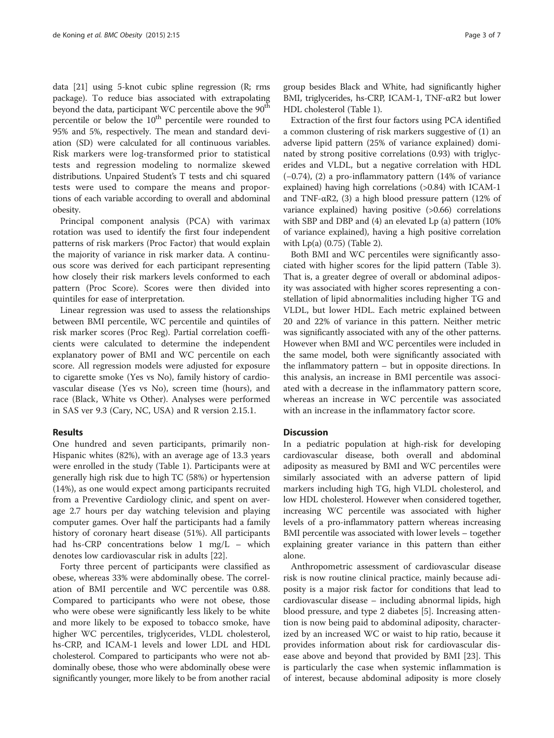data [21] using 5-knot cubic spline regression (R; rms package). To reduce bias associated with extrapolating beyond the data, participant WC percentile above the 90[th] percentile or below the 10[th] percentile were rounded to 95% and 5%, respectively. The mean and standard deviation (SD) were calculated for all continuous variables. Risk markers were log-transformed prior to statistical tests and regression modeling to normalize skewed distributions. Unpaired Student's T tests and chi squared tests were used to compare the means and proportions of each variable according to overall and abdominal obesity.

Principal component analysis (PCA) with varimax rotation was used to identify the first four independent patterns of risk markers (Proc Factor) that would explain the majority of variance in risk marker data. A continuous score was derived for each participant representing how closely their risk markers levels conformed to each pattern (Proc Score). Scores were then divided into quintiles for ease of interpretation.

Linear regression was used to assess the relationships between BMI percentile, WC percentile and quintiles of risk marker scores (Proc Reg). Partial correlation coefficients were calculated to determine the independent explanatory power of BMI and WC percentile on each score. All regression models were adjusted for exposure to cigarette smoke (Yes vs No), family history of cardiovascular disease (Yes vs No), screen time (hours), and race (Black, White vs Other). Analyses were performed in SAS ver 9.3 (Cary, NC, USA) and R version 2.15.1.

## Results

One hundred and seven participants, primarily non-Hispanic whites (82%), with an average age of 13.3 years were enrolled in the study (Table 1). Participants were at generally high risk due to high TC (58%) or hypertension (14%), as one would expect among participants recruited from a Preventive Cardiology clinic, and spent on average 2.7 hours per day watching television and playing computer games. Over half the participants had a family history of coronary heart disease (51%). All participants had hs-CRP concentrations below 1 mg/L – which denotes low cardiovascular risk in adults [22].

Forty three percent of participants were classified as obese, whereas 33% were abdominally obese. The correlation of BMI percentile and WC percentile was 0.88. Compared to participants who were not obese, those who were obese were significantly less likely to be white and more likely to be exposed to tobacco smoke, have higher WC percentiles, triglycerides, VLDL cholesterol, hs-CRP, and ICAM-1 levels and lower LDL and HDL cholesterol. Compared to participants who were not abdominally obese, those who were abdominally obese were significantly younger, more likely to be from another racial group besides Black and White, had significantly higher BMI, triglycerides, hs-CRP, ICAM-1, TNF-αR2 but lower HDL cholesterol (Table 1).

Extraction of the first four factors using PCA identified a common clustering of risk markers suggestive of (1) an adverse lipid pattern (25% of variance explained) dominated by strong positive correlations (0.93) with triglycerides and VLDL, but a negative correlation with HDL (−0.74), (2) a pro-inflammatory pattern (14% of variance explained) having high correlations (>0.84) with ICAM-1 and TNF-αR2, (3) a high blood pressure pattern (12% of variance explained) having positive (>0.66) correlations with SBP and DBP and (4) an elevated Lp (a) pattern (10% of variance explained), having a high positive correlation with Lp(a) (0.75) (Table 2).

Both BMI and WC percentiles were significantly associated with higher scores for the lipid pattern (Table 3). That is, a greater degree of overall or abdominal adiposity was associated with higher scores representing a constellation of lipid abnormalities including higher TG and VLDL, but lower HDL. Each metric explained between 20 and 22% of variance in this pattern. Neither metric was significantly associated with any of the other patterns. However when BMI and WC percentiles were included in the same model, both were significantly associated with the inflammatory pattern – but in opposite directions. In this analysis, an increase in BMI percentile was associated with a decrease in the inflammatory pattern score, whereas an increase in WC percentile was associated with an increase in the inflammatory factor score.

## Discussion

In a pediatric population at high-risk for developing cardiovascular disease, both overall and abdominal adiposity as measured by BMI and WC percentiles were similarly associated with an adverse pattern of lipid markers including high TG, high VLDL cholesterol, and low HDL cholesterol. However when considered together, increasing WC percentile was associated with higher levels of a pro-inflammatory pattern whereas increasing BMI percentile was associated with lower levels – together explaining greater variance in this pattern than either alone.

Anthropometric assessment of cardiovascular disease risk is now routine clinical practice, mainly because adiposity is a major risk factor for conditions that lead to cardiovascular disease – including abnormal lipids, high blood pressure, and type 2 diabetes [5]. Increasing attention is now being paid to abdominal adiposity, characterized by an increased WC or waist to hip ratio, because it provides information about risk for cardiovascular disease above and beyond that provided by BMI [23]. This is particularly the case when systemic inflammation is of interest, because abdominal adiposity is more closely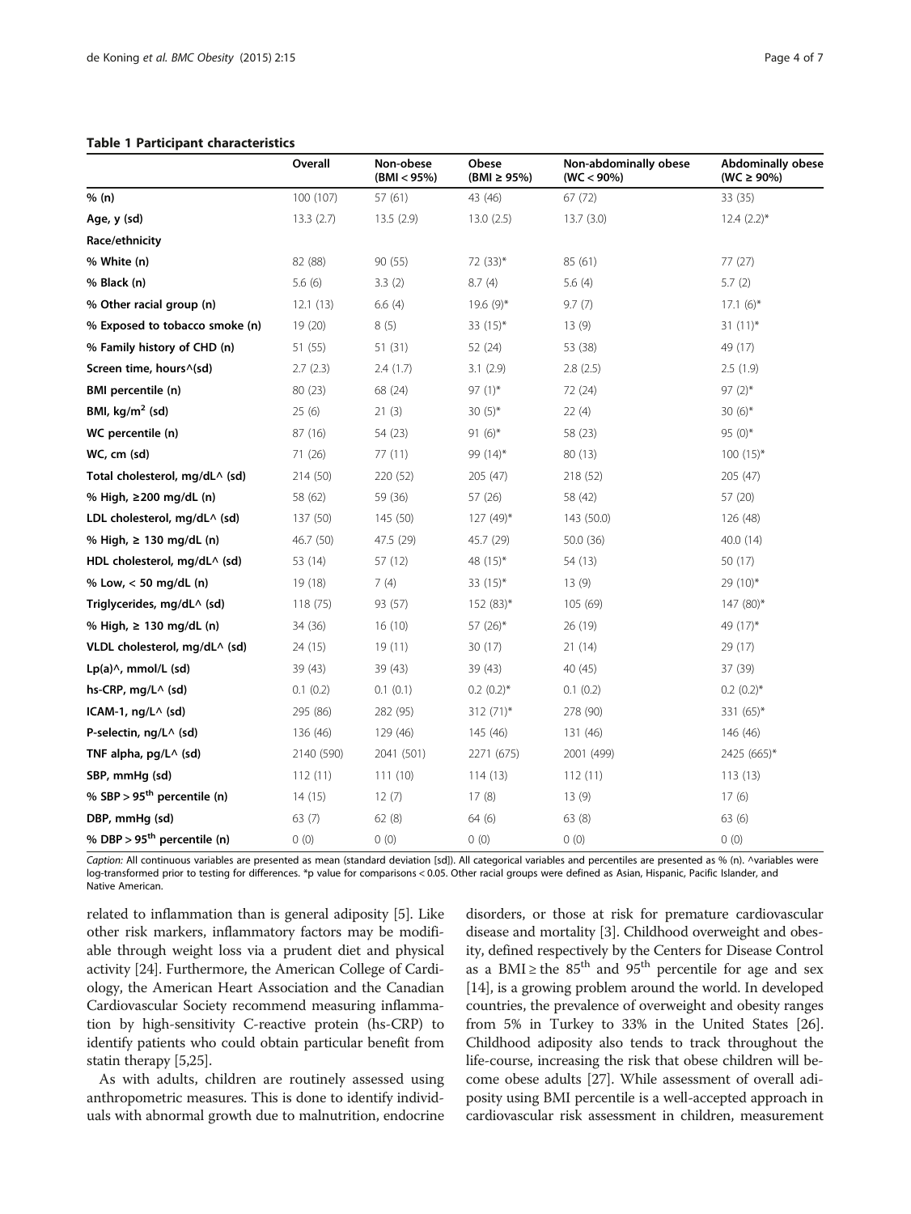**Table 1 Participant characteristics**

| | Overall | Non-obese (BMI < 95%) | Obese (BMI ≥ 95%) | Non-abdominally obese (WC < 90%) | Abdominally obese (WC ≥ 90%) |
|---|---|---|---|---|---|
| **% (n)** | 100 (107) | 57 (61) | 43 (46) | 67 (72) | 33 (35) |
| **Age, y (sd)** | 13.3 (2.7) | 13.5 (2.9) | 13.0 (2.5) | 13.7 (3.0) | 12.4 (2.2)* |
| **Race/ethnicity** | | | | | |
| **% White (n)** | 82 (88) | 90 (55) | 72 (33)* | 85 (61) | 77 (27) |
| **% Black (n)** | 5.6 (6) | 3.3 (2) | 8.7 (4) | 5.6 (4) | 5.7 (2) |
| **% Other racial group (n)** | 12.1 (13) | 6.6 (4) | 19.6 (9)* | 9.7 (7) | 17.1 (6)* |
| **% Exposed to tobacco smoke (n)** | 19 (20) | 8 (5) | 33 (15)* | 13 (9) | 31 (11)* |
| **% Family history of CHD (n)** | 51 (55) | 51 (31) | 52 (24) | 53 (38) | 49 (17) |
| **Screen time, hours^(sd)** | 2.7 (2.3) | 2.4 (1.7) | 3.1 (2.9) | 2.8 (2.5) | 2.5 (1.9) |
| **BMI percentile (n)** | 80 (23) | 68 (24) | 97 (1)* | 72 (24) | 97 (2)* |
| **BMI, kg/m$^2$ (sd)** | 25 (6) | 21 (3) | 30 (5)* | 22 (4) | 30 (6)* |
| **WC percentile (n)** | 87 (16) | 54 (23) | 91 (6)* | 58 (23) | 95 (0)* |
| **WC, cm (sd)** | 71 (26) | 77 (11) | 99 (14)* | 80 (13) | 100 (15)* |
| **Total cholesterol, mg/dL^ (sd)** | 214 (50) | 220 (52) | 205 (47) | 218 (52) | 205 (47) |
| **% High, ≥200 mg/dL (n)** | 58 (62) | 59 (36) | 57 (26) | 58 (42) | 57 (20) |
| **LDL cholesterol, mg/dL^ (sd)** | 137 (50) | 145 (50) | 127 (49)* | 143 (50.0) | 126 (48) |
| **% High, ≥ 130 mg/dL (n)** | 46.7 (50) | 47.5 (29) | 45.7 (29) | 50.0 (36) | 40.0 (14) |
| **HDL cholesterol, mg/dL^ (sd)** | 53 (14) | 57 (12) | 48 (15)* | 54 (13) | 50 (17) |
| **% Low, < 50 mg/dL (n)** | 19 (18) | 7 (4) | 33 (15)* | 13 (9) | 29 (10)* |
| **Triglycerides, mg/dL^ (sd)** | 118 (75) | 93 (57) | 152 (83)* | 105 (69) | 147 (80)* |
| **% High, ≥ 130 mg/dL (n)** | 34 (36) | 16 (10) | 57 (26)* | 26 (19) | 49 (17)* |
| **VLDL cholesterol, mg/dL^ (sd)** | 24 (15) | 19 (11) | 30 (17) | 21 (14) | 29 (17) |
| **Lp(a)^, mmol/L (sd)** | 39 (43) | 39 (43) | 39 (43) | 40 (45) | 37 (39) |
| **hs-CRP, mg/L^ (sd)** | 0.1 (0.2) | 0.1 (0.1) | 0.2 (0.2)* | 0.1 (0.2) | 0.2 (0.2)* |
| **ICAM-1, ng/L^ (sd)** | 295 (86) | 282 (95) | 312 (71)* | 278 (90) | 331 (65)* |
| **P-selectin, ng/L^ (sd)** | 136 (46) | 129 (46) | 145 (46) | 131 (46) | 146 (46) |
| **TNF alpha, pg/L^ (sd)** | 2140 (590) | 2041 (501) | 2271 (675) | 2001 (499) | 2425 (665)* |
| **SBP, mmHg (sd)** | 112 (11) | 111 (10) | 114 (13) | 112 (11) | 113 (13) |
| **% SBP > 95$^{th}$ percentile (n)** | 14 (15) | 12 (7) | 17 (8) | 13 (9) | 17 (6) |
| **DBP, mmHg (sd)** | 63 (7) | 62 (8) | 64 (6) | 63 (8) | 63 (6) |
| **% DBP > 95$^{th}$ percentile (n)** | 0 (0) | 0 (0) | 0 (0) | 0 (0) | 0 (0) |

*Caption:* All continuous variables are presented as mean (standard deviation [sd]). All categorical variables and percentiles are presented as % (n). ^variables were log-transformed prior to testing for differences. *p value for comparisons < 0.05. Other racial groups were defined as Asian, Hispanic, Pacific Islander, and Native American.

related to inflammation than is general adiposity [5]. Like other risk markers, inflammatory factors may be modifiable through weight loss via a prudent diet and physical activity [24]. Furthermore, the American College of Cardiology, the American Heart Association and the Canadian Cardiovascular Society recommend measuring inflammation by high-sensitivity C-reactive protein (hs-CRP) to identify patients who could obtain particular benefit from statin therapy [5,25].

As with adults, children are routinely assessed using anthropometric measures. This is done to identify individuals with abnormal growth due to malnutrition, endocrine disorders, or those at risk for premature cardiovascular disease and mortality [3]. Childhood overweight and obesity, defined respectively by the Centers for Disease Control as a BMI ≥ the 85$^{th}$ and 95$^{th}$ percentile for age and sex [14], is a growing problem around the world. In developed countries, the prevalence of overweight and obesity ranges from 5% in Turkey to 33% in the United States [26]. Childhood adiposity also tends to track throughout the life-course, increasing the risk that obese children will become obese adults [27]. While assessment of overall adiposity using BMI percentile is a well-accepted approach in cardiovascular risk assessment in children, measurement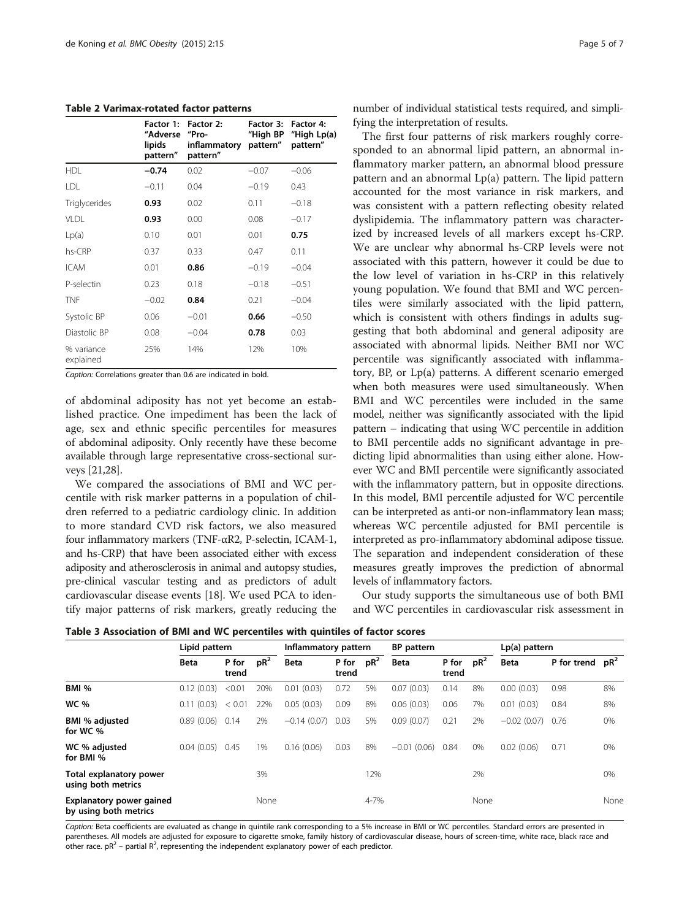**Table 2 Varimax-rotated factor patterns**

| | Factor 1: "Adverse lipids pattern" | Factor 2: "Pro-inflammatory pattern" | Factor 3: "High BP pattern" | Factor 4: "High Lp(a) pattern" |
|---|---|---|---|---|
| HDL | **−0.74** | 0.02 | −0.07 | −0.06 |
| LDL | −0.11 | 0.04 | −0.19 | 0.43 |
| Triglycerides | **0.93** | 0.02 | 0.11 | −0.18 |
| VLDL | **0.93** | 0.00 | 0.08 | −0.17 |
| Lp(a) | 0.10 | 0.01 | 0.01 | **0.75** |
| hs-CRP | 0.37 | 0.33 | 0.47 | 0.11 |
| ICAM | 0.01 | **0.86** | −0.19 | −0.04 |
| P-selectin | 0.23 | 0.18 | −0.18 | −0.51 |
| TNF | −0.02 | **0.84** | 0.21 | −0.04 |
| Systolic BP | 0.06 | −0.01 | **0.66** | −0.50 |
| Diastolic BP | 0.08 | −0.04 | **0.78** | 0.03 |
| % variance explained | 25% | 14% | 12% | 10% |

*Caption:* Correlations greater than 0.6 are indicated in bold.

of abdominal adiposity has not yet become an established practice. One impediment has been the lack of age, sex and ethnic specific percentiles for measures of abdominal adiposity. Only recently have these become available through large representative cross-sectional surveys [21,28].

We compared the associations of BMI and WC percentile with risk marker patterns in a population of children referred to a pediatric cardiology clinic. In addition to more standard CVD risk factors, we also measured four inflammatory markers (TNF-αR2, P-selectin, ICAM-1, and hs-CRP) that have been associated either with excess adiposity and atherosclerosis in animal and autopsy studies, pre-clinical vascular testing and as predictors of adult cardiovascular disease events [18]. We used PCA to identify major patterns of risk markers, greatly reducing the number of individual statistical tests required, and simplifying the interpretation of results.

The first four patterns of risk markers roughly corresponded to an abnormal lipid pattern, an abnormal inflammatory marker pattern, an abnormal blood pressure pattern and an abnormal Lp(a) pattern. The lipid pattern accounted for the most variance in risk markers, and was consistent with a pattern reflecting obesity related dyslipidemia. The inflammatory pattern was characterized by increased levels of all markers except hs-CRP. We are unclear why abnormal hs-CRP levels were not associated with this pattern, however it could be due to the low level of variation in hs-CRP in this relatively young population. We found that BMI and WC percentiles were similarly associated with the lipid pattern, which is consistent with others findings in adults suggesting that both abdominal and general adiposity are associated with abnormal lipids. Neither BMI nor WC percentile was significantly associated with inflammatory, BP, or Lp(a) patterns. A different scenario emerged when both measures were used simultaneously. When BMI and WC percentiles were included in the same model, neither was significantly associated with the lipid pattern – indicating that using WC percentile in addition to BMI percentile adds no significant advantage in predicting lipid abnormalities than using either alone. However WC and BMI percentile were significantly associated with the inflammatory pattern, but in opposite directions. In this model, BMI percentile adjusted for WC percentile can be interpreted as anti-or non-inflammatory lean mass; whereas WC percentile adjusted for BMI percentile is interpreted as pro-inflammatory abdominal adipose tissue. The separation and independent consideration of these measures greatly improves the prediction of abnormal levels of inflammatory factors.

Our study supports the simultaneous use of both BMI and WC percentiles in cardiovascular risk assessment in

**Table 3 Association of BMI and WC percentiles with quintiles of factor scores**

| | Lipid pattern | | | Inflammatory pattern | | | BP pattern | | | Lp(a) pattern | | |
|---|---|---|---|---|---|---|---|---|---|---|---|---|
| | Beta | P for trend | $pR^2$ | Beta | P for trend | $pR^2$ | Beta | P for trend | $pR^2$ | Beta | P for trend | $pR^2$ |
| **BMI %** | 0.12 (0.03) | <0.01 | 20% | 0.01 (0.03) | 0.72 | 5% | 0.07 (0.03) | 0.14 | 8% | 0.00 (0.03) | 0.98 | 8% |
| **WC %** | 0.11 (0.03) | < 0.01 | 22% | 0.05 (0.03) | 0.09 | 8% | 0.06 (0.03) | 0.06 | 7% | 0.01 (0.03) | 0.84 | 8% |
| **BMI % adjusted for WC %** | 0.89 (0.06) | 0.14 | 2% | −0.14 (0.07) | 0.03 | 5% | 0.09 (0.07) | 0.21 | 2% | −0.02 (0.07) | 0.76 | 0% |
| **WC % adjusted for BMI %** | 0.04 (0.05) | 0.45 | 1% | 0.16 (0.06) | 0.03 | 8% | −0.01 (0.06) | 0.84 | 0% | 0.02 (0.06) | 0.71 | 0% |
| **Total explanatory power using both metrics** | | | 3% | | | 12% | | | 2% | | | 0% |
| **Explanatory power gained by using both metrics** | | | None | | | 4-7% | | | None | | | None |

*Caption:* Beta coefficients are evaluated as change in quintile rank corresponding to a 5% increase in BMI or WC percentiles. Standard errors are presented in parentheses. All models are adjusted for exposure to cigarette smoke, family history of cardiovascular disease, hours of screen-time, white race, black race and other race. $pR^2$ – partial $R^2$, representing the independent explanatory power of each predictor.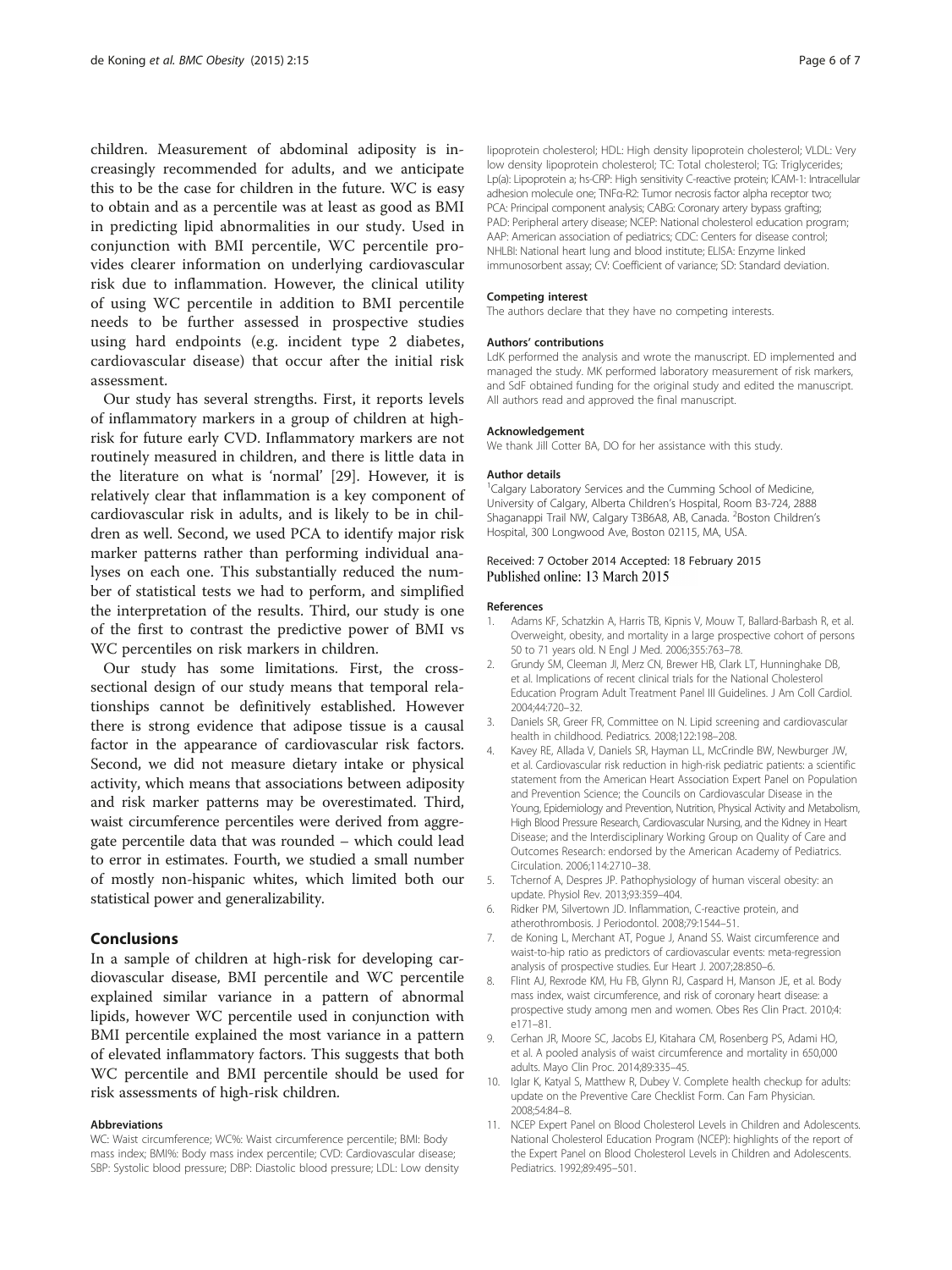children. Measurement of abdominal adiposity is increasingly recommended for adults, and we anticipate this to be the case for children in the future. WC is easy to obtain and as a percentile was at least as good as BMI in predicting lipid abnormalities in our study. Used in conjunction with BMI percentile, WC percentile provides clearer information on underlying cardiovascular risk due to inflammation. However, the clinical utility of using WC percentile in addition to BMI percentile needs to be further assessed in prospective studies using hard endpoints (e.g. incident type 2 diabetes, cardiovascular disease) that occur after the initial risk assessment.

Our study has several strengths. First, it reports levels of inflammatory markers in a group of children at high-risk for future early CVD. Inflammatory markers are not routinely measured in children, and there is little data in the literature on what is 'normal' [29]. However, it is relatively clear that inflammation is a key component of cardiovascular risk in adults, and is likely to be in children as well. Second, we used PCA to identify major risk marker patterns rather than performing individual analyses on each one. This substantially reduced the number of statistical tests we had to perform, and simplified the interpretation of the results. Third, our study is one of the first to contrast the predictive power of BMI vs WC percentiles on risk markers in children.

Our study has some limitations. First, the cross-sectional design of our study means that temporal relationships cannot be definitively established. However there is strong evidence that adipose tissue is a causal factor in the appearance of cardiovascular risk factors. Second, we did not measure dietary intake or physical activity, which means that associations between adiposity and risk marker patterns may be overestimated. Third, waist circumference percentiles were derived from aggregate percentile data that was rounded – which could lead to error in estimates. Fourth, we studied a small number of mostly non-hispanic whites, which limited both our statistical power and generalizability.

## Conclusions

In a sample of children at high-risk for developing cardiovascular disease, BMI percentile and WC percentile explained similar variance in a pattern of abnormal lipids, however WC percentile used in conjunction with BMI percentile explained the most variance in a pattern of elevated inflammatory factors. This suggests that both WC percentile and BMI percentile should be used for risk assessments of high-risk children.

#### Abbreviations

WC: Waist circumference; WC%: Waist circumference percentile; BMI: Body mass index; BMI%: Body mass index percentile; CVD: Cardiovascular disease; SBP: Systolic blood pressure; DBP: Diastolic blood pressure; LDL: Low density lipoprotein cholesterol; HDL: High density lipoprotein cholesterol; VLDL: Very low density lipoprotein cholesterol; TC: Total cholesterol; TG: Triglycerides; Lp(a): Lipoprotein a; hs-CRP: High sensitivity C-reactive protein; ICAM-1: Intracellular adhesion molecule one; TNFα-R2: Tumor necrosis factor alpha receptor two; PCA: Principal component analysis; CABG: Coronary artery bypass grafting; PAD: Peripheral artery disease; NCEP: National cholesterol education program; AAP: American association of pediatrics; CDC: Centers for disease control; NHLBI: National heart lung and blood institute; ELISA: Enzyme linked immunosorbent assay; CV: Coefficient of variance; SD: Standard deviation.

#### Competing interest

The authors declare that they have no competing interests.

#### Authors' contributions

LdK performed the analysis and wrote the manuscript. ED implemented and managed the study. MK performed laboratory measurement of risk markers, and SdF obtained funding for the original study and edited the manuscript. All authors read and approved the final manuscript.

#### Acknowledgement

We thank Jill Cotter BA, DO for her assistance with this study.

#### Author details

[1]Calgary Laboratory Services and the Cumming School of Medicine, University of Calgary, Alberta Children's Hospital, Room B3-724, 2888 Shaganappi Trail NW, Calgary T3B6A8, AB, Canada. [2]Boston Children's Hospital, 300 Longwood Ave, Boston 02115, MA, USA.

Received: 7 October 2014 Accepted: 18 February 2015
Published online: 13 March 2015

#### References

1. Adams KF, Schatzkin A, Harris TB, Kipnis V, Mouw T, Ballard-Barbash R, et al. Overweight, obesity, and mortality in a large prospective cohort of persons 50 to 71 years old. N Engl J Med. 2006;355:763–78.
2. Grundy SM, Cleeman JI, Merz CN, Brewer HB, Clark LT, Hunninghake DB, et al. Implications of recent clinical trials for the National Cholesterol Education Program Adult Treatment Panel III Guidelines. J Am Coll Cardiol. 2004;44:720–32.
3. Daniels SR, Greer FR, Committee on N. Lipid screening and cardiovascular health in childhood. Pediatrics. 2008;122:198–208.
4. Kavey RE, Allada V, Daniels SR, Hayman LL, McCrindle BW, Newburger JW, et al. Cardiovascular risk reduction in high-risk pediatric patients: a scientific statement from the American Heart Association Expert Panel on Population and Prevention Science; the Councils on Cardiovascular Disease in the Young, Epidemiology and Prevention, Nutrition, Physical Activity and Metabolism, High Blood Pressure Research, Cardiovascular Nursing, and the Kidney in Heart Disease; and the Interdisciplinary Working Group on Quality of Care and Outcomes Research: endorsed by the American Academy of Pediatrics. Circulation. 2006;114:2710–38.
5. Tchernof A, Despres JP. Pathophysiology of human visceral obesity: an update. Physiol Rev. 2013;93:359–404.
6. Ridker PM, Silvertown JD. Inflammation, C-reactive protein, and atherothrombosis. J Periodontol. 2008;79:1544–51.
7. de Koning L, Merchant AT, Pogue J, Anand SS. Waist circumference and waist-to-hip ratio as predictors of cardiovascular events: meta-regression analysis of prospective studies. Eur Heart J. 2007;28:850–6.
8. Flint AJ, Rexrode KM, Hu FB, Glynn RJ, Caspard H, Manson JE, et al. Body mass index, waist circumference, and risk of coronary heart disease: a prospective study among men and women. Obes Res Clin Pract. 2010;4: e171–81.
9. Cerhan JR, Moore SC, Jacobs EJ, Kitahara CM, Rosenberg PS, Adami HO, et al. A pooled analysis of waist circumference and mortality in 650,000 adults. Mayo Clin Proc. 2014;89:335–45.
10. Iglar K, Katyal S, Matthew R, Dubey V. Complete health checkup for adults: update on the Preventive Care Checklist Form. Can Fam Physician. 2008;54:84–8.
11. NCEP Expert Panel on Blood Cholesterol Levels in Children and Adolescents. National Cholesterol Education Program (NCEP): highlights of the report of the Expert Panel on Blood Cholesterol Levels in Children and Adolescents. Pediatrics. 1992;89:495–501.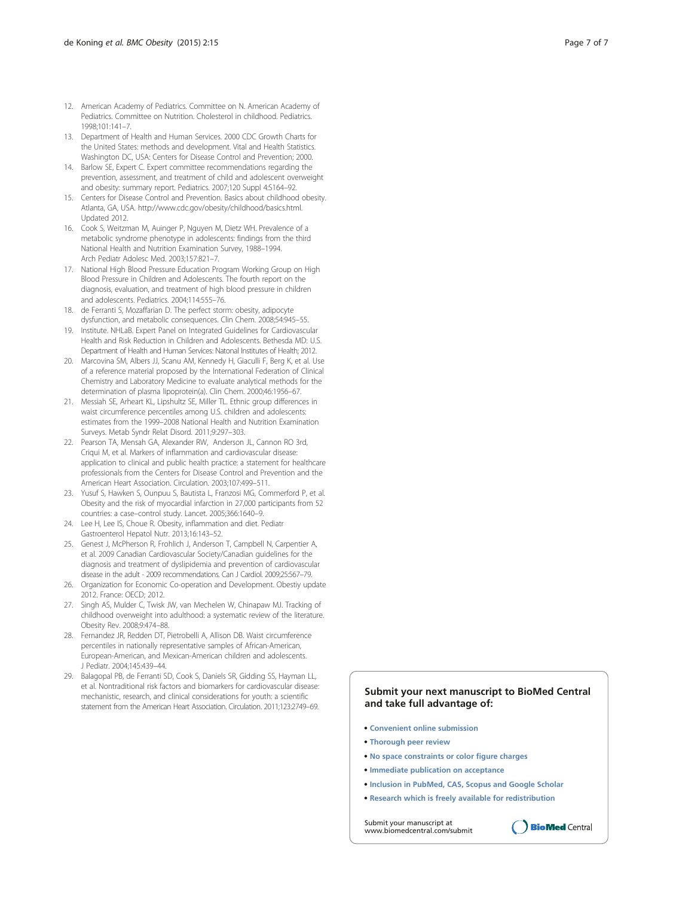12. American Academy of Pediatrics. Committee on N. American Academy of Pediatrics. Committee on Nutrition. Cholesterol in childhood. Pediatrics. 1998;101:141–7.
13. Department of Health and Human Services. 2000 CDC Growth Charts for the United States: methods and development. Vital and Health Statistics. Washington DC, USA: Centers for Disease Control and Prevention; 2000.
14. Barlow SE, Expert C. Expert committee recommendations regarding the prevention, assessment, and treatment of child and adolescent overweight and obesity: summary report. Pediatrics. 2007;120 Suppl 4:S164–92.
15. Centers for Disease Control and Prevention. Basics about childhood obesity. Atlanta, GA, USA. http://www.cdc.gov/obesity/childhood/basics.html. Updated 2012.
16. Cook S, Weitzman M, Auinger P, Nguyen M, Dietz WH. Prevalence of a metabolic syndrome phenotype in adolescents: findings from the third National Health and Nutrition Examination Survey, 1988–1994. Arch Pediatr Adolesc Med. 2003;157:821–7.
17. National High Blood Pressure Education Program Working Group on High Blood Pressure in Children and Adolescents. The fourth report on the diagnosis, evaluation, and treatment of high blood pressure in children and adolescents. Pediatrics. 2004;114:555–76.
18. de Ferranti S, Mozaffarian D. The perfect storm: obesity, adipocyte dysfunction, and metabolic consequences. Clin Chem. 2008;54:945–55.
19. Institute. NHLaB. Expert Panel on Integrated Guidelines for Cardiovascular Health and Risk Reduction in Children and Adolescents. Bethesda MD: U.S. Department of Health and Human Services: Natonal Institutes of Health; 2012.
20. Marcovina SM, Albers JJ, Scanu AM, Kennedy H, Giaculli F, Berg K, et al. Use of a reference material proposed by the International Federation of Clinical Chemistry and Laboratory Medicine to evaluate analytical methods for the determination of plasma lipoprotein(a). Clin Chem. 2000;46:1956–67.
21. Messiah SE, Arheart KL, Lipshultz SE, Miller TL. Ethnic group differences in waist circumference percentiles among U.S. children and adolescents: estimates from the 1999–2008 National Health and Nutrition Examination Surveys. Metab Syndr Relat Disord. 2011;9:297–303.
22. Pearson TA, Mensah GA, Alexander RW, Anderson JL, Cannon RO 3rd, Criqui M, et al. Markers of inflammation and cardiovascular disease: application to clinical and public health practice: a statement for healthcare professionals from the Centers for Disease Control and Prevention and the American Heart Association. Circulation. 2003;107:499–511.
23. Yusuf S, Hawken S, Ounpuu S, Bautista L, Franzosi MG, Commerford P, et al. Obesity and the risk of myocardial infarction in 27,000 participants from 52 countries: a case–control study. Lancet. 2005;366:1640–9.
24. Lee H, Lee IS, Choue R. Obesity, inflammation and diet. Pediatr Gastroenterol Hepatol Nutr. 2013;16:143–52.
25. Genest J, McPherson R, Frohlich J, Anderson T, Campbell N, Carpentier A, et al. 2009 Canadian Cardiovascular Society/Canadian guidelines for the diagnosis and treatment of dyslipidemia and prevention of cardiovascular disease in the adult - 2009 recommendations. Can J Cardiol. 2009;25:567–79.
26. Organization for Economic Co-operation and Development. Obestiy update 2012. France: OECD; 2012.
27. Singh AS, Mulder C, Twisk JW, van Mechelen W, Chinapaw MJ. Tracking of childhood overweight into adulthood: a systematic review of the literature. Obesity Rev. 2008;9:474–88.
28. Fernandez JR, Redden DT, Pietrobelli A, Allison DB. Waist circumference percentiles in nationally representative samples of African-American, European-American, and Mexican-American children and adolescents. J Pediatr. 2004;145:439–44.
29. Balagopal PB, de Ferranti SD, Cook S, Daniels SR, Gidding SS, Hayman LL, et al. Nontraditional risk factors and biomarkers for cardiovascular disease: mechanistic, research, and clinical considerations for youth: a scientific statement from the American Heart Association. Circulation. 2011;123:2749–69.

**Submit your next manuscript to BioMed Central and take full advantage of:**

- **Convenient online submission**
- **Thorough peer review**
- **No space constraints or color figure charges**
- **Immediate publication on acceptance**
- **Inclusion in PubMed, CAS, Scopus and Google Scholar**
- **Research which is freely available for redistribution**

Submit your manuscript at
www.biomedcentral.com/submit

BioMed Central